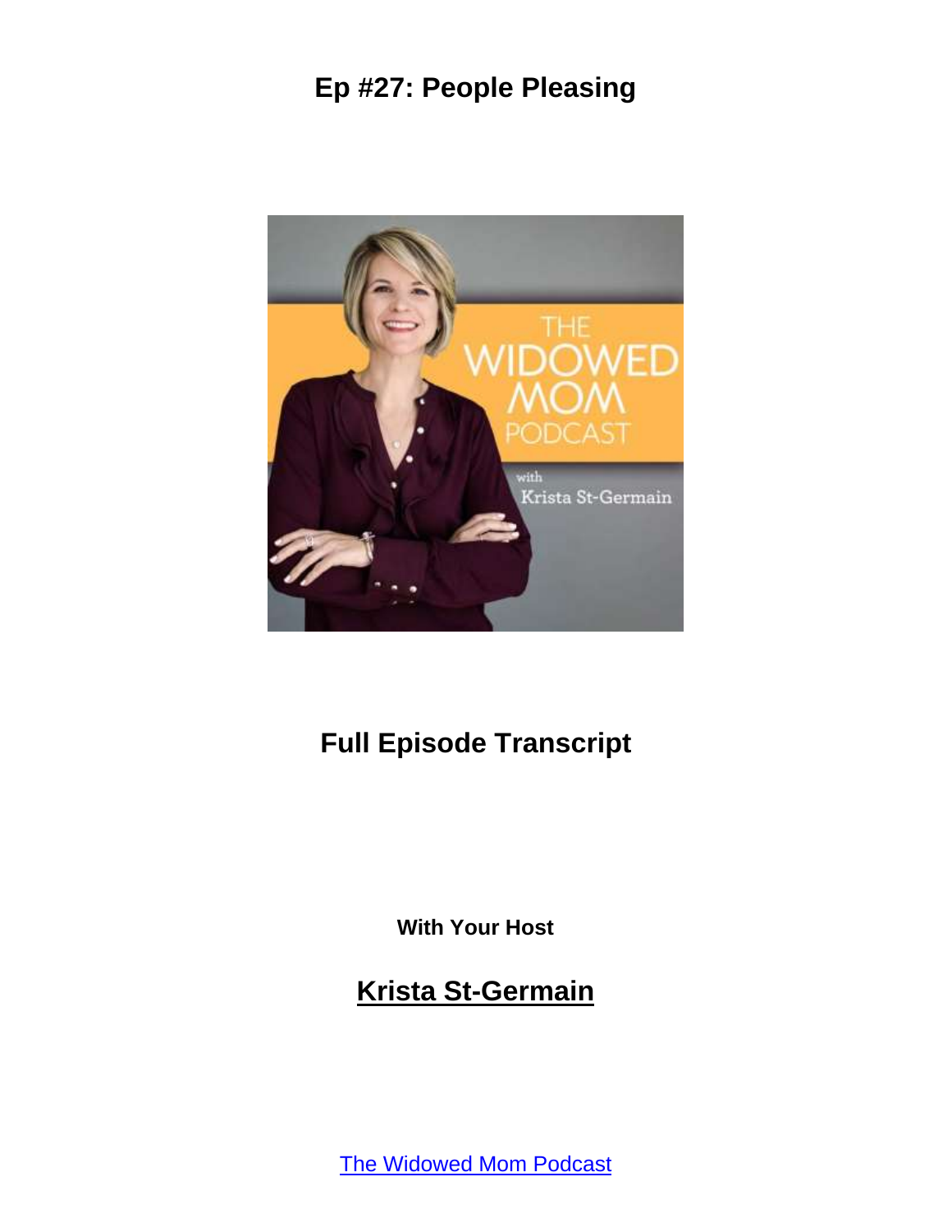# Ep #27: People Pleasing

## Full Episode Transcript

**With Your Host**

## Krista St-Germain

The Widowed Mom Podcast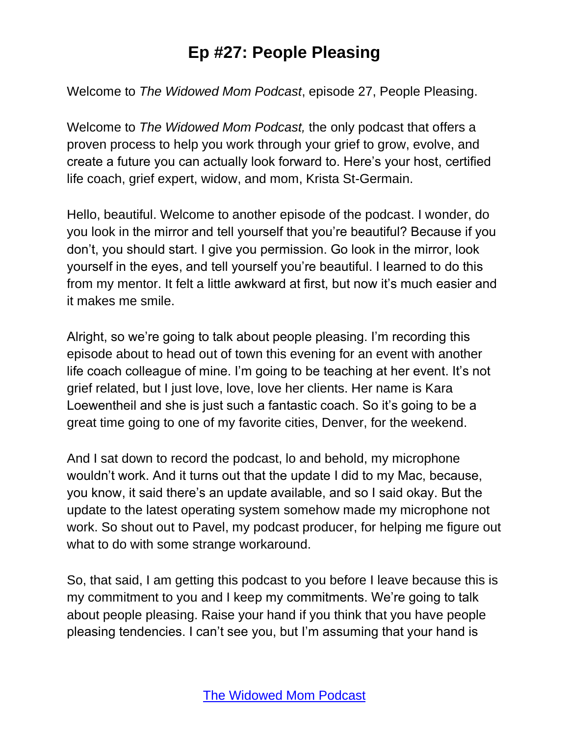# Ep #27: People Pleasing

Welcome to *The Widowed Mom Podcast*, episode 27, People Pleasing.

Welcome to *The Widowed Mom Podcast,* the only podcast that offers a proven process to help you work through your grief to grow, evolve, and create a future you can actually look forward to. Here's your host, certified life coach, grief expert, widow, and mom, Krista St-Germain.

Hello, beautiful. Welcome to another episode of the podcast. I wonder, do you look in the mirror and tell yourself that you're beautiful? Because if you don't, you should start. I give you permission. Go look in the mirror, look yourself in the eyes, and tell yourself you're beautiful. I learned to do this from my mentor. It felt a little awkward at first, but now it's much easier and it makes me smile.

Alright, so we're going to talk about people pleasing. I'm recording this episode about to head out of town this evening for an event with another life coach colleague of mine. I'm going to be teaching at her event. It's not grief related, but I just love, love, love her clients. Her name is Kara Loewentheil and she is just such a fantastic coach. So it's going to be a great time going to one of my favorite cities, Denver, for the weekend.

And I sat down to record the podcast, lo and behold, my microphone wouldn't work. And it turns out that the update I did to my Mac, because, you know, it said there's an update available, and so I said okay. But the update to the latest operating system somehow made my microphone not work. So shout out to Pavel, my podcast producer, for helping me figure out what to do with some strange workaround.

So, that said, I am getting this podcast to you before I leave because this is my commitment to you and I keep my commitments. We're going to talk about people pleasing. Raise your hand if you think that you have people pleasing tendencies. I can't see you, but I'm assuming that your hand is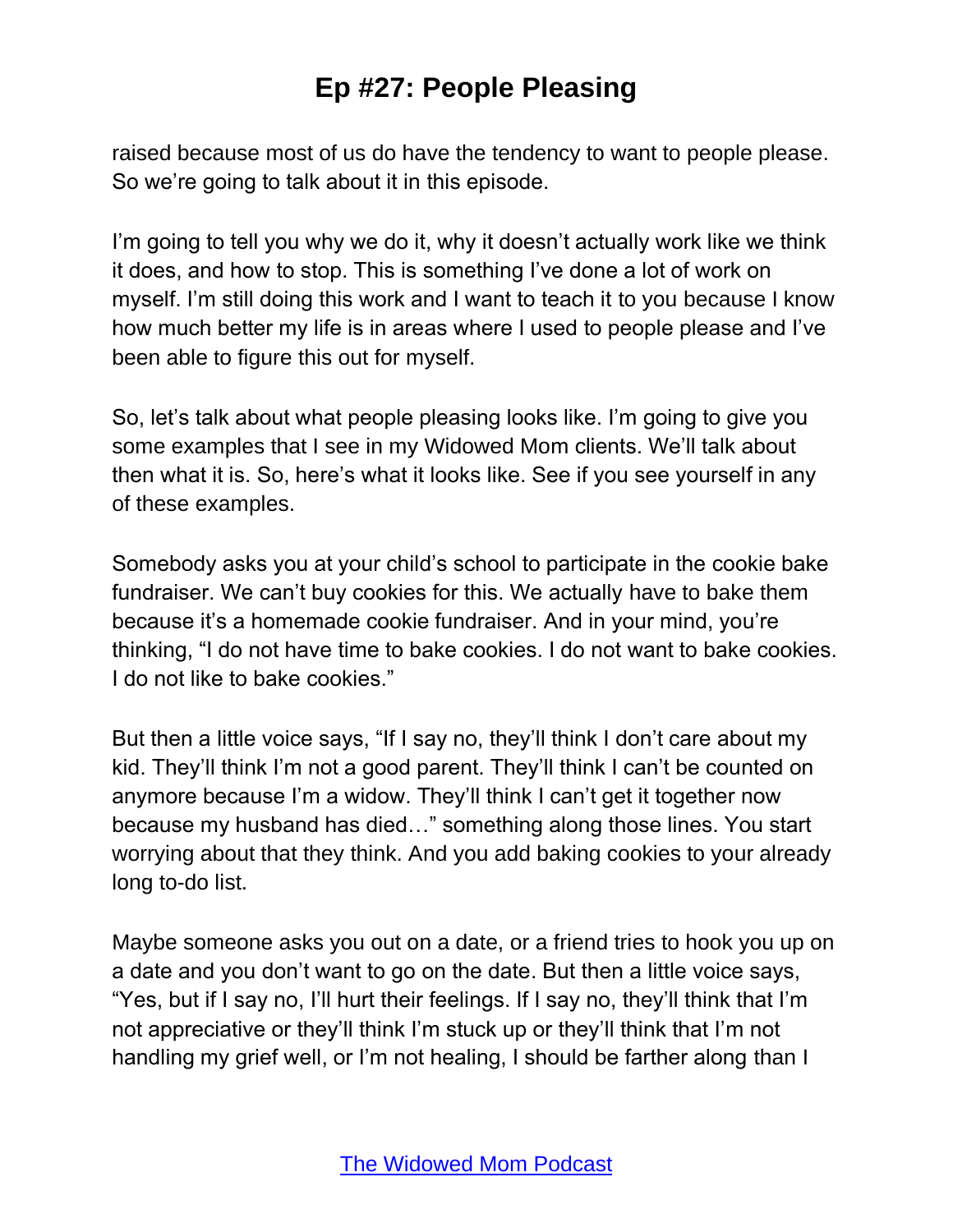raised because most of us do have the tendency to want to people please. So we're going to talk about it in this episode.

I'm going to tell you why we do it, why it doesn't actually work like we think it does, and how to stop. This is something I've done a lot of work on myself. I'm still doing this work and I want to teach it to you because I know how much better my life is in areas where I used to people please and I've been able to figure this out for myself.

So, let's talk about what people pleasing looks like. I'm going to give you some examples that I see in my Widowed Mom clients. We'll talk about then what it is. So, here's what it looks like. See if you see yourself in any of these examples.

Somebody asks you at your child's school to participate in the cookie bake fundraiser. We can't buy cookies for this. We actually have to bake them because it's a homemade cookie fundraiser. And in your mind, you're thinking, "I do not have time to bake cookies. I do not want to bake cookies. I do not like to bake cookies."

But then a little voice says, "If I say no, they'll think I don't care about my kid. They'll think I'm not a good parent. They'll think I can't be counted on anymore because I'm a widow. They'll think I can't get it together now because my husband has died…" something along those lines. You start worrying about that they think. And you add baking cookies to your already long to-do list.

Maybe someone asks you out on a date, or a friend tries to hook you up on a date and you don't want to go on the date. But then a little voice says, "Yes, but if I say no, I'll hurt their feelings. If I say no, they'll think that I'm not appreciative or they'll think I'm stuck up or they'll think that I'm not handling my grief well, or I'm not healing, I should be farther along than I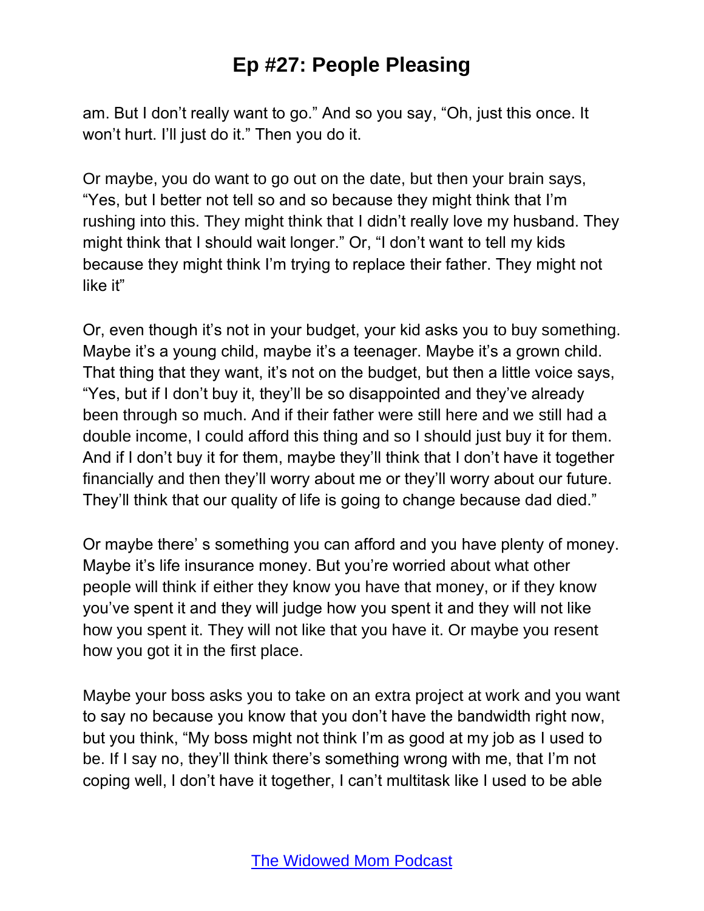am. But I don't really want to go." And so you say, "Oh, just this once. It won't hurt. I'll just do it." Then you do it.

Or maybe, you do want to go out on the date, but then your brain says, "Yes, but I better not tell so and so because they might think that I'm rushing into this. They might think that I didn't really love my husband. They might think that I should wait longer." Or, "I don't want to tell my kids because they might think I'm trying to replace their father. They might not like it"

Or, even though it's not in your budget, your kid asks you to buy something. Maybe it's a young child, maybe it's a teenager. Maybe it's a grown child. That thing that they want, it's not on the budget, but then a little voice says, "Yes, but if I don't buy it, they'll be so disappointed and they've already been through so much. And if their father were still here and we still had a double income, I could afford this thing and so I should just buy it for them. And if I don't buy it for them, maybe they'll think that I don't have it together financially and then they'll worry about me or they'll worry about our future. They'll think that our quality of life is going to change because dad died."

Or maybe there' s something you can afford and you have plenty of money. Maybe it's life insurance money. But you're worried about what other people will think if either they know you have that money, or if they know you've spent it and they will judge how you spent it and they will not like how you spent it. They will not like that you have it. Or maybe you resent how you got it in the first place.

Maybe your boss asks you to take on an extra project at work and you want to say no because you know that you don't have the bandwidth right now, but you think, "My boss might not think I'm as good at my job as I used to be. If I say no, they'll think there's something wrong with me, that I'm not coping well, I don't have it together, I can't multitask like I used to be able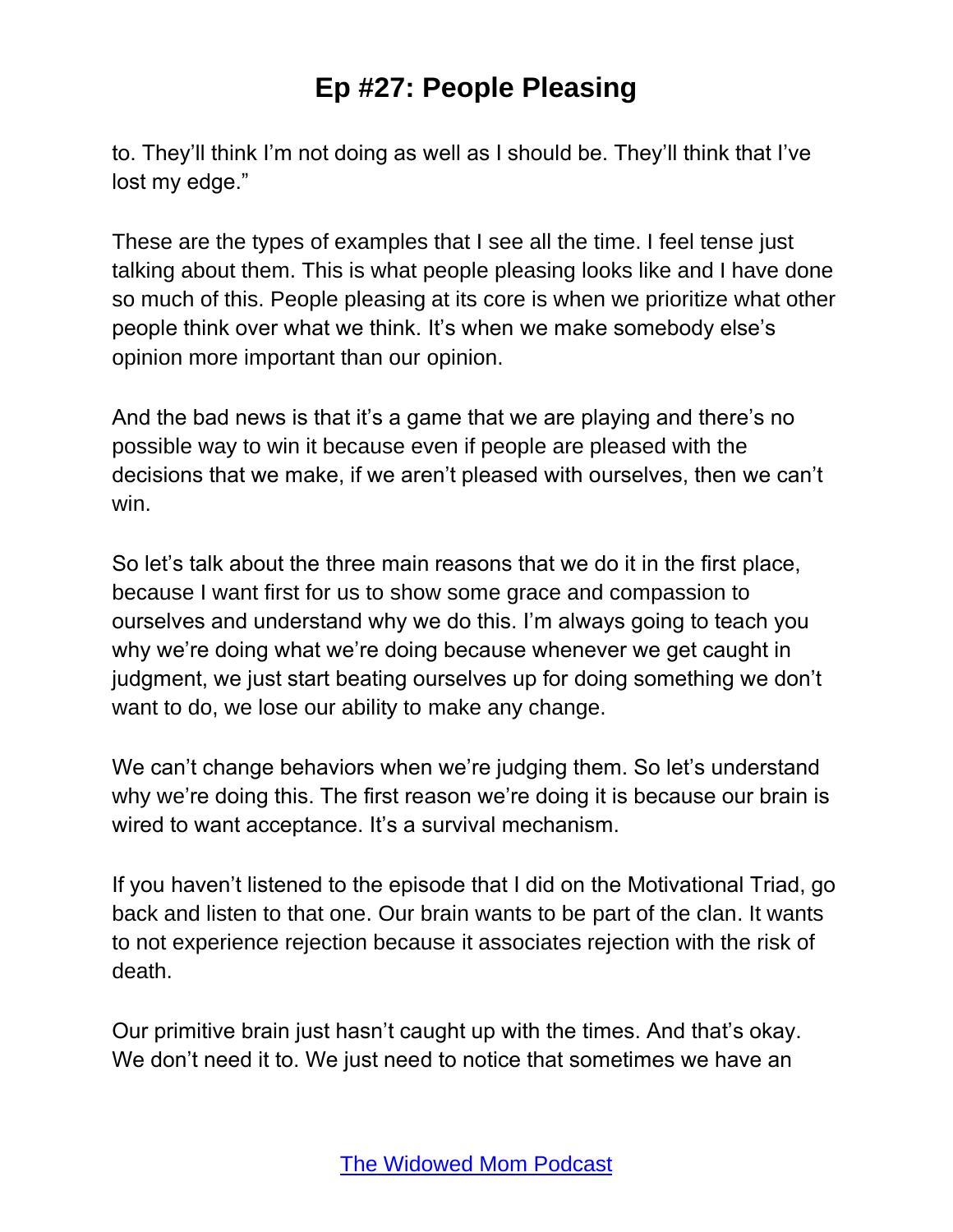to. They'll think I'm not doing as well as I should be. They'll think that I've lost my edge."

These are the types of examples that I see all the time. I feel tense just talking about them. This is what people pleasing looks like and I have done so much of this. People pleasing at its core is when we prioritize what other people think over what we think. It's when we make somebody else's opinion more important than our opinion.

And the bad news is that it's a game that we are playing and there's no possible way to win it because even if people are pleased with the decisions that we make, if we aren't pleased with ourselves, then we can't win.

So let's talk about the three main reasons that we do it in the first place, because I want first for us to show some grace and compassion to ourselves and understand why we do this. I'm always going to teach you why we're doing what we're doing because whenever we get caught in judgment, we just start beating ourselves up for doing something we don't want to do, we lose our ability to make any change.

We can't change behaviors when we're judging them. So let's understand why we're doing this. The first reason we're doing it is because our brain is wired to want acceptance. It's a survival mechanism.

If you haven't listened to the episode that I did on the Motivational Triad, go back and listen to that one. Our brain wants to be part of the clan. It wants to not experience rejection because it associates rejection with the risk of death.

Our primitive brain just hasn't caught up with the times. And that's okay. We don't need it to. We just need to notice that sometimes we have an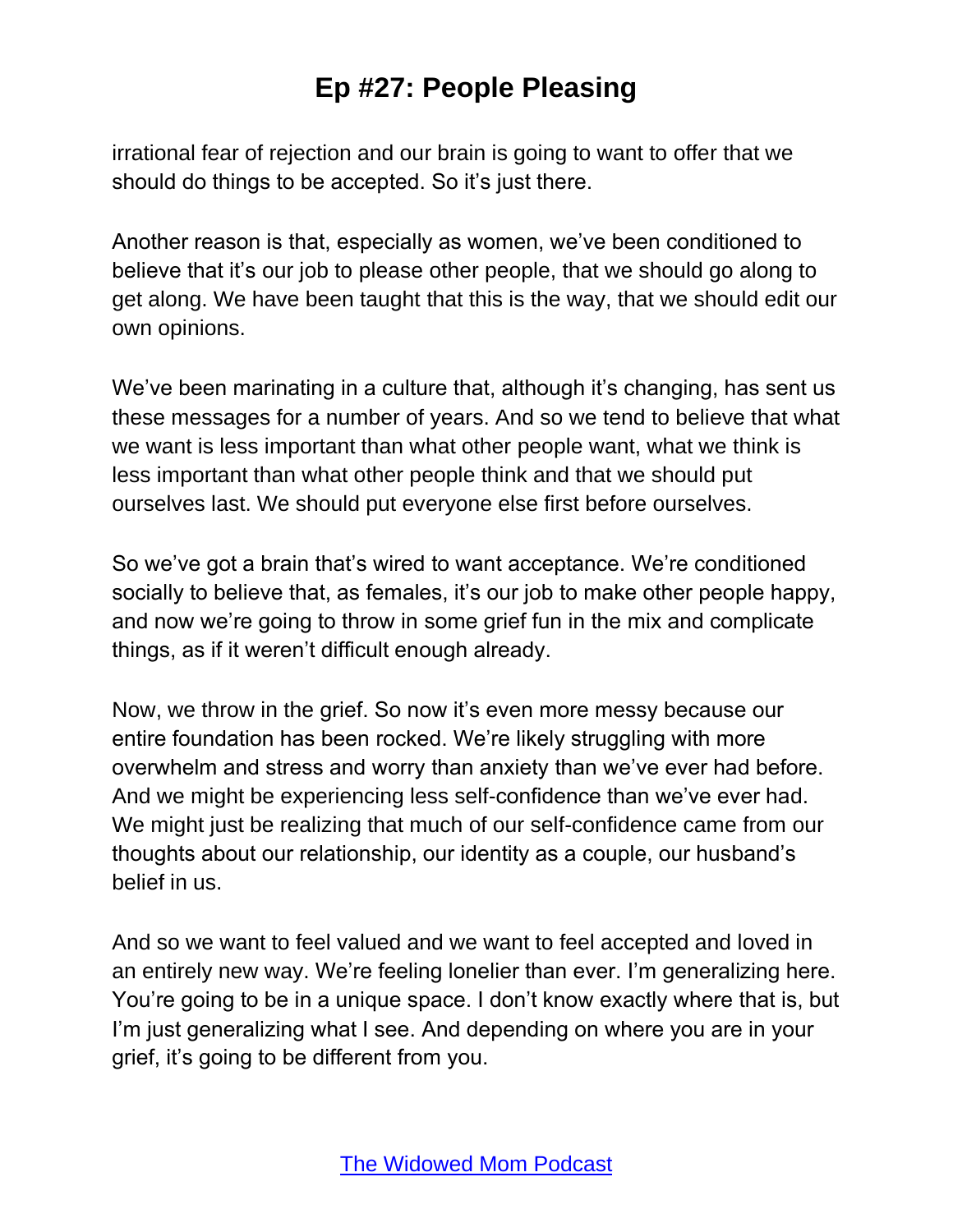irrational fear of rejection and our brain is going to want to offer that we should do things to be accepted. So it's just there.

Another reason is that, especially as women, we've been conditioned to believe that it's our job to please other people, that we should go along to get along. We have been taught that this is the way, that we should edit our own opinions.

We've been marinating in a culture that, although it's changing, has sent us these messages for a number of years. And so we tend to believe that what we want is less important than what other people want, what we think is less important than what other people think and that we should put ourselves last. We should put everyone else first before ourselves.

So we've got a brain that's wired to want acceptance. We're conditioned socially to believe that, as females, it's our job to make other people happy, and now we're going to throw in some grief fun in the mix and complicate things, as if it weren't difficult enough already.

Now, we throw in the grief. So now it's even more messy because our entire foundation has been rocked. We're likely struggling with more overwhelm and stress and worry than anxiety than we've ever had before. And we might be experiencing less self-confidence than we've ever had. We might just be realizing that much of our self-confidence came from our thoughts about our relationship, our identity as a couple, our husband's belief in us.

And so we want to feel valued and we want to feel accepted and loved in an entirely new way. We're feeling lonelier than ever. I'm generalizing here. You're going to be in a unique space. I don't know exactly where that is, but I'm just generalizing what I see. And depending on where you are in your grief, it's going to be different from you.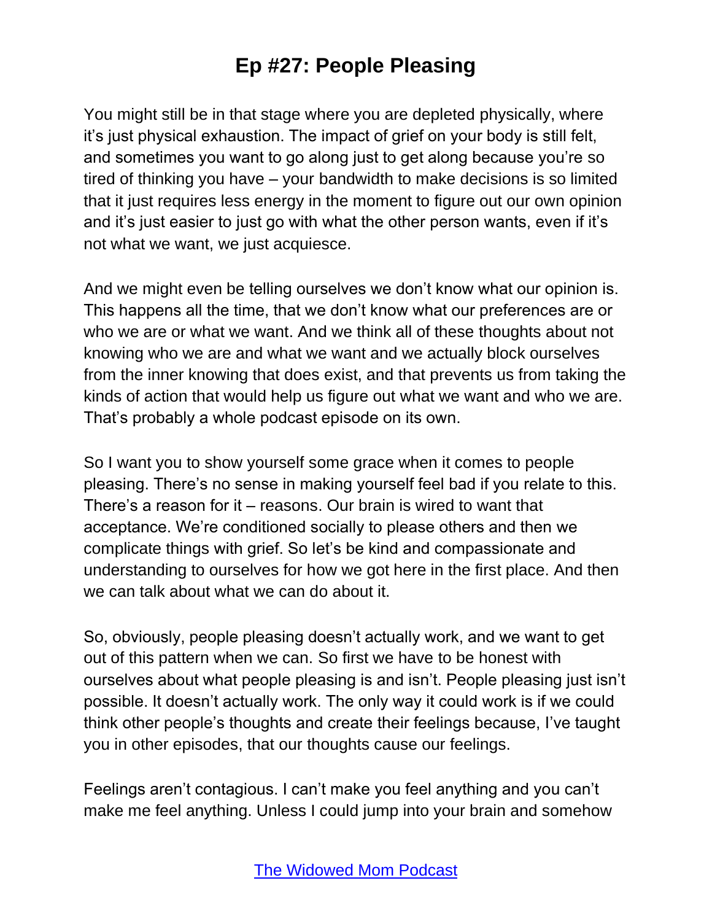You might still be in that stage where you are depleted physically, where it's just physical exhaustion. The impact of grief on your body is still felt, and sometimes you want to go along just to get along because you're so tired of thinking you have – your bandwidth to make decisions is so limited that it just requires less energy in the moment to figure out our own opinion and it's just easier to just go with what the other person wants, even if it's not what we want, we just acquiesce.

And we might even be telling ourselves we don't know what our opinion is. This happens all the time, that we don't know what our preferences are or who we are or what we want. And we think all of these thoughts about not knowing who we are and what we want and we actually block ourselves from the inner knowing that does exist, and that prevents us from taking the kinds of action that would help us figure out what we want and who we are. That's probably a whole podcast episode on its own.

So I want you to show yourself some grace when it comes to people pleasing. There's no sense in making yourself feel bad if you relate to this. There's a reason for it – reasons. Our brain is wired to want that acceptance. We're conditioned socially to please others and then we complicate things with grief. So let's be kind and compassionate and understanding to ourselves for how we got here in the first place. And then we can talk about what we can do about it.

So, obviously, people pleasing doesn't actually work, and we want to get out of this pattern when we can. So first we have to be honest with ourselves about what people pleasing is and isn't. People pleasing just isn't possible. It doesn't actually work. The only way it could work is if we could think other people's thoughts and create their feelings because, I've taught you in other episodes, that our thoughts cause our feelings.

Feelings aren't contagious. I can't make you feel anything and you can't make me feel anything. Unless I could jump into your brain and somehow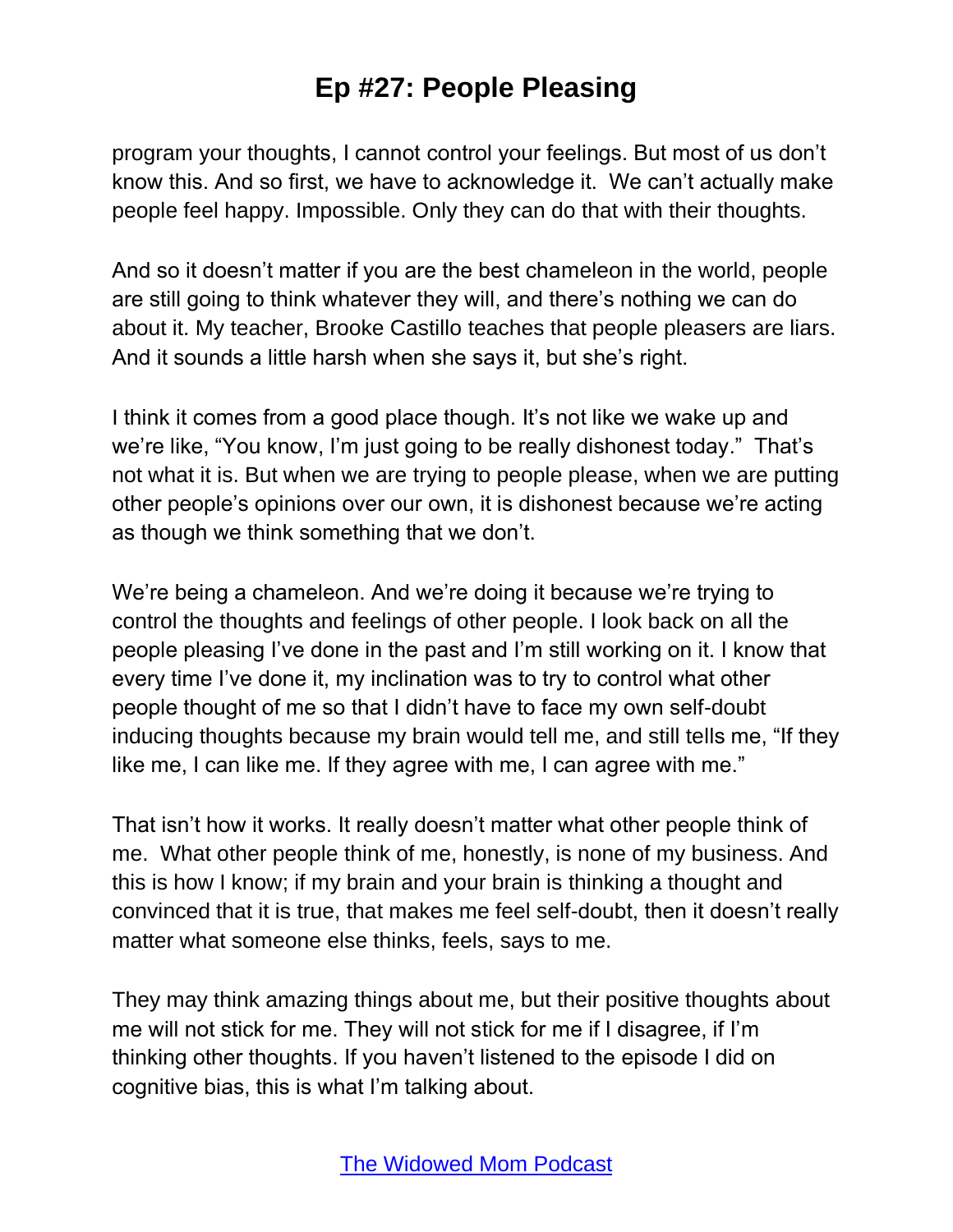program your thoughts, I cannot control your feelings. But most of us don't know this. And so first, we have to acknowledge it. We can't actually make people feel happy. Impossible. Only they can do that with their thoughts.

And so it doesn't matter if you are the best chameleon in the world, people are still going to think whatever they will, and there's nothing we can do about it. My teacher, Brooke Castillo teaches that people pleasers are liars. And it sounds a little harsh when she says it, but she's right.

I think it comes from a good place though. It's not like we wake up and we're like, "You know, I'm just going to be really dishonest today." That's not what it is. But when we are trying to people please, when we are putting other people's opinions over our own, it is dishonest because we're acting as though we think something that we don't.

We're being a chameleon. And we're doing it because we're trying to control the thoughts and feelings of other people. I look back on all the people pleasing I've done in the past and I'm still working on it. I know that every time I've done it, my inclination was to try to control what other people thought of me so that I didn't have to face my own self-doubt inducing thoughts because my brain would tell me, and still tells me, "If they like me, I can like me. If they agree with me, I can agree with me."

That isn't how it works. It really doesn't matter what other people think of me. What other people think of me, honestly, is none of my business. And this is how I know; if my brain and your brain is thinking a thought and convinced that it is true, that makes me feel self-doubt, then it doesn't really matter what someone else thinks, feels, says to me.

They may think amazing things about me, but their positive thoughts about me will not stick for me. They will not stick for me if I disagree, if I'm thinking other thoughts. If you haven't listened to the episode I did on cognitive bias, this is what I'm talking about.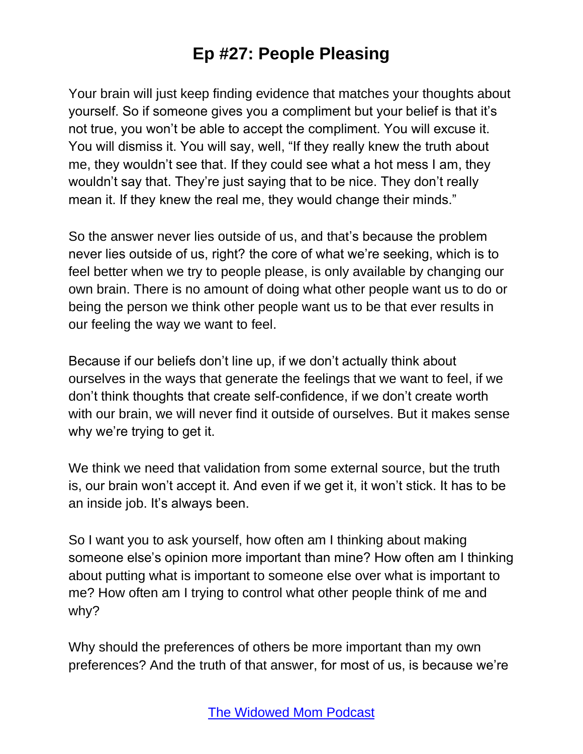Your brain will just keep finding evidence that matches your thoughts about yourself. So if someone gives you a compliment but your belief is that it's not true, you won't be able to accept the compliment. You will excuse it. You will dismiss it. You will say, well, "If they really knew the truth about me, they wouldn't see that. If they could see what a hot mess I am, they wouldn't say that. They're just saying that to be nice. They don't really mean it. If they knew the real me, they would change their minds."

So the answer never lies outside of us, and that's because the problem never lies outside of us, right? the core of what we're seeking, which is to feel better when we try to people please, is only available by changing our own brain. There is no amount of doing what other people want us to do or being the person we think other people want us to be that ever results in our feeling the way we want to feel.

Because if our beliefs don't line up, if we don't actually think about ourselves in the ways that generate the feelings that we want to feel, if we don't think thoughts that create self-confidence, if we don't create worth with our brain, we will never find it outside of ourselves. But it makes sense why we're trying to get it.

We think we need that validation from some external source, but the truth is, our brain won't accept it. And even if we get it, it won't stick. It has to be an inside job. It's always been.

So I want you to ask yourself, how often am I thinking about making someone else's opinion more important than mine? How often am I thinking about putting what is important to someone else over what is important to me? How often am I trying to control what other people think of me and why?

Why should the preferences of others be more important than my own preferences? And the truth of that answer, for most of us, is because we're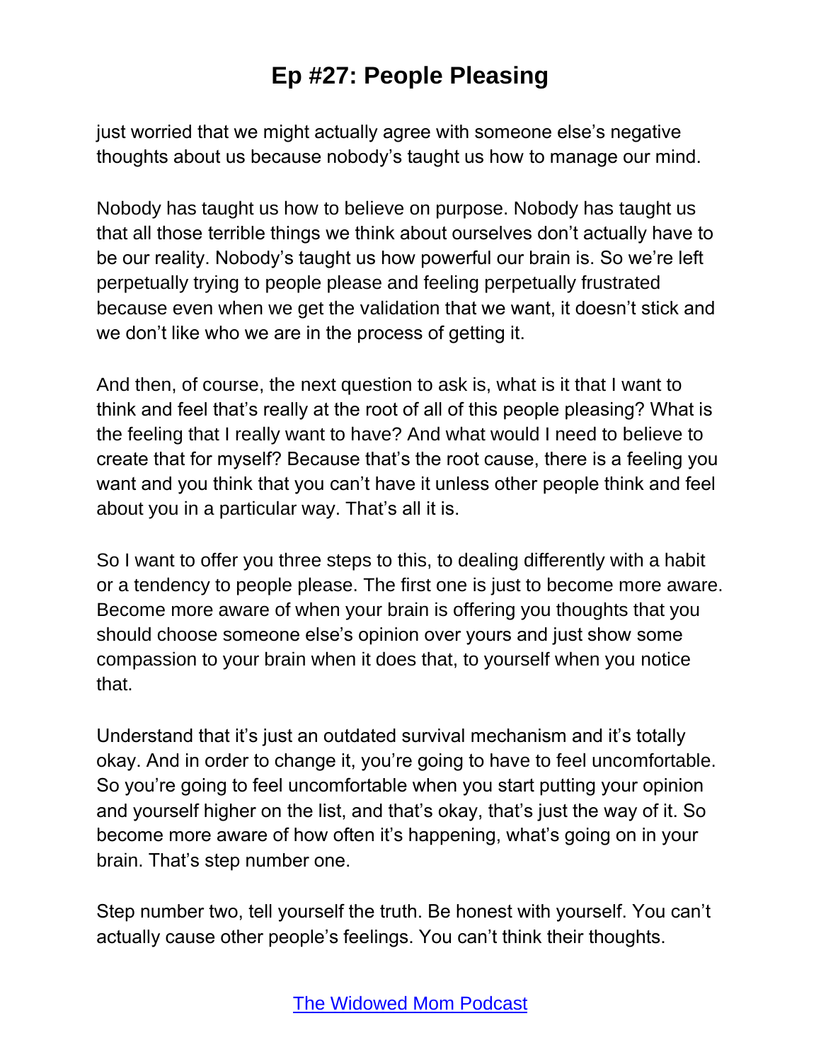just worried that we might actually agree with someone else's negative thoughts about us because nobody's taught us how to manage our mind.

Nobody has taught us how to believe on purpose. Nobody has taught us that all those terrible things we think about ourselves don't actually have to be our reality. Nobody's taught us how powerful our brain is. So we're left perpetually trying to people please and feeling perpetually frustrated because even when we get the validation that we want, it doesn't stick and we don't like who we are in the process of getting it.

And then, of course, the next question to ask is, what is it that I want to think and feel that's really at the root of all of this people pleasing? What is the feeling that I really want to have? And what would I need to believe to create that for myself? Because that's the root cause, there is a feeling you want and you think that you can't have it unless other people think and feel about you in a particular way. That's all it is.

So I want to offer you three steps to this, to dealing differently with a habit or a tendency to people please. The first one is just to become more aware. Become more aware of when your brain is offering you thoughts that you should choose someone else's opinion over yours and just show some compassion to your brain when it does that, to yourself when you notice that.

Understand that it's just an outdated survival mechanism and it's totally okay. And in order to change it, you're going to have to feel uncomfortable. So you're going to feel uncomfortable when you start putting your opinion and yourself higher on the list, and that's okay, that's just the way of it. So become more aware of how often it's happening, what's going on in your brain. That's step number one.

Step number two, tell yourself the truth. Be honest with yourself. You can't actually cause other people's feelings. You can't think their thoughts.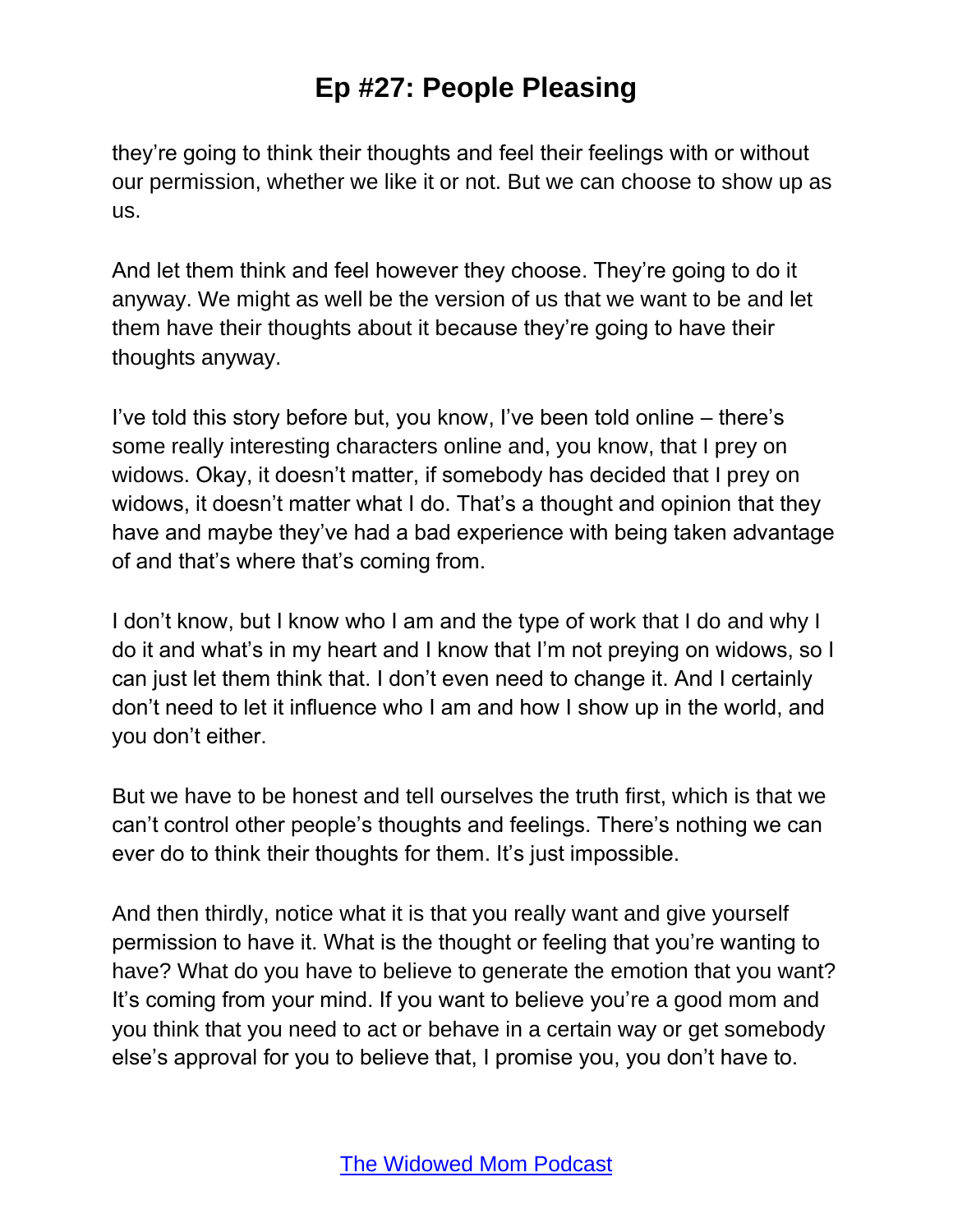they're going to think their thoughts and feel their feelings with or without our permission, whether we like it or not. But we can choose to show up as us.

And let them think and feel however they choose. They're going to do it anyway. We might as well be the version of us that we want to be and let them have their thoughts about it because they're going to have their thoughts anyway.

I've told this story before but, you know, I've been told online – there's some really interesting characters online and, you know, that I prey on widows. Okay, it doesn't matter, if somebody has decided that I prey on widows, it doesn't matter what I do. That's a thought and opinion that they have and maybe they've had a bad experience with being taken advantage of and that's where that's coming from.

I don't know, but I know who I am and the type of work that I do and why I do it and what's in my heart and I know that I'm not preying on widows, so I can just let them think that. I don't even need to change it. And I certainly don't need to let it influence who I am and how I show up in the world, and you don't either.

But we have to be honest and tell ourselves the truth first, which is that we can't control other people's thoughts and feelings. There's nothing we can ever do to think their thoughts for them. It's just impossible.

And then thirdly, notice what it is that you really want and give yourself permission to have it. What is the thought or feeling that you're wanting to have? What do you have to believe to generate the emotion that you want? It's coming from your mind. If you want to believe you're a good mom and you think that you need to act or behave in a certain way or get somebody else's approval for you to believe that, I promise you, you don't have to.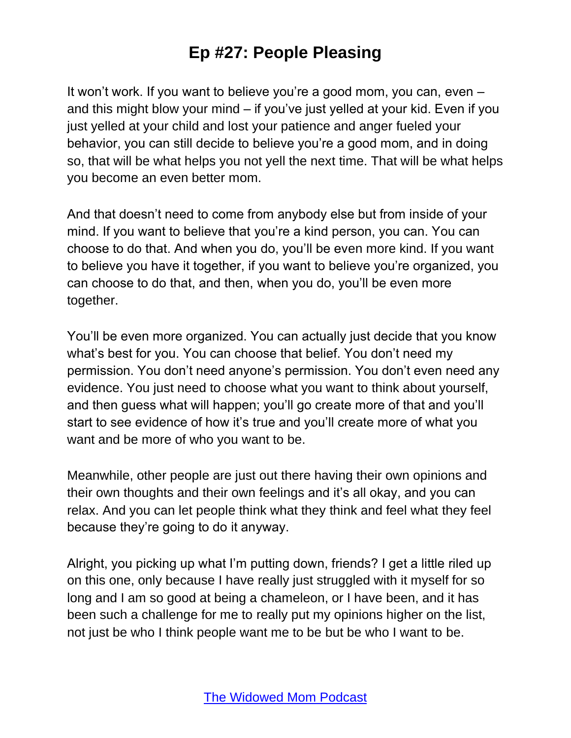It won't work. If you want to believe you're a good mom, you can, even – and this might blow your mind – if you've just yelled at your kid. Even if you just yelled at your child and lost your patience and anger fueled your behavior, you can still decide to believe you're a good mom, and in doing so, that will be what helps you not yell the next time. That will be what helps you become an even better mom.

And that doesn't need to come from anybody else but from inside of your mind. If you want to believe that you're a kind person, you can. You can choose to do that. And when you do, you'll be even more kind. If you want to believe you have it together, if you want to believe you're organized, you can choose to do that, and then, when you do, you'll be even more together.

You'll be even more organized. You can actually just decide that you know what's best for you. You can choose that belief. You don't need my permission. You don't need anyone's permission. You don't even need any evidence. You just need to choose what you want to think about yourself, and then guess what will happen; you'll go create more of that and you'll start to see evidence of how it's true and you'll create more of what you want and be more of who you want to be.

Meanwhile, other people are just out there having their own opinions and their own thoughts and their own feelings and it's all okay, and you can relax. And you can let people think what they think and feel what they feel because they're going to do it anyway.

Alright, you picking up what I'm putting down, friends? I get a little riled up on this one, only because I have really just struggled with it myself for so long and I am so good at being a chameleon, or I have been, and it has been such a challenge for me to really put my opinions higher on the list, not just be who I think people want me to be but be who I want to be.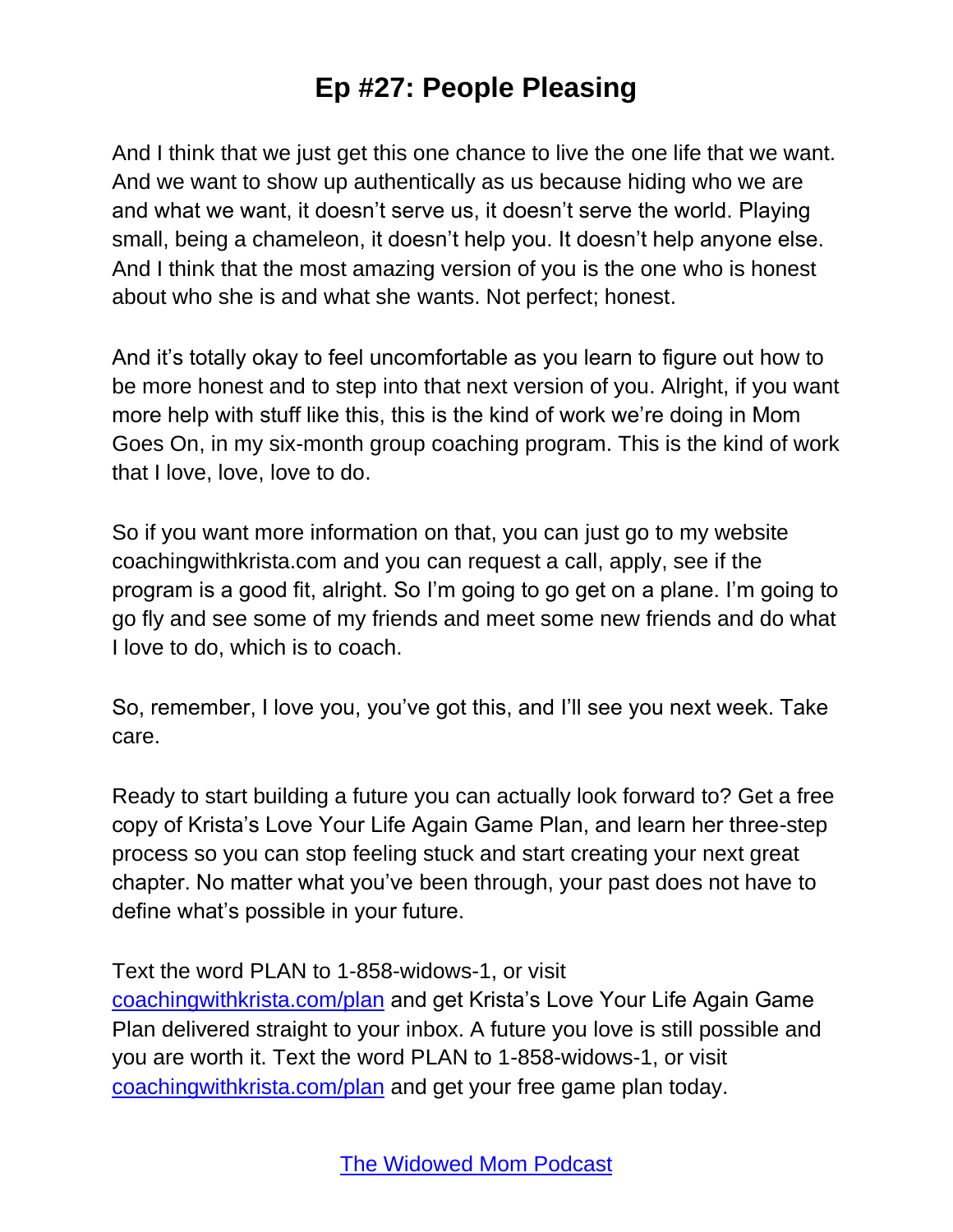And I think that we just get this one chance to live the one life that we want. And we want to show up authentically as us because hiding who we are and what we want, it doesn't serve us, it doesn't serve the world. Playing small, being a chameleon, it doesn't help you. It doesn't help anyone else. And I think that the most amazing version of you is the one who is honest about who she is and what she wants. Not perfect; honest.

And it's totally okay to feel uncomfortable as you learn to figure out how to be more honest and to step into that next version of you. Alright, if you want more help with stuff like this, this is the kind of work we're doing in Mom Goes On, in my six-month group coaching program. This is the kind of work that I love, love, love to do.

So if you want more information on that, you can just go to my website coachingwithkrista.com and you can request a call, apply, see if the program is a good fit, alright. So I'm going to go get on a plane. I'm going to go fly and see some of my friends and meet some new friends and do what I love to do, which is to coach.

So, remember, I love you, you've got this, and I'll see you next week. Take care.

Ready to start building a future you can actually look forward to? Get a free copy of Krista's Love Your Life Again Game Plan, and learn her three-step process so you can stop feeling stuck and start creating your next great chapter. No matter what you've been through, your past does not have to define what's possible in your future.

Text the word PLAN to 1-858-widows-1, or visit [coachingwithkrista.com/plan](coachingwithkrista.com/plan) and get Krista's Love Your Life Again Game Plan delivered straight to your inbox. A future you love is still possible and you are worth it. Text the word PLAN to 1-858-widows-1, or visit [coachingwithkrista.com/plan](coachingwithkrista.com/plan) and get your free game plan today.